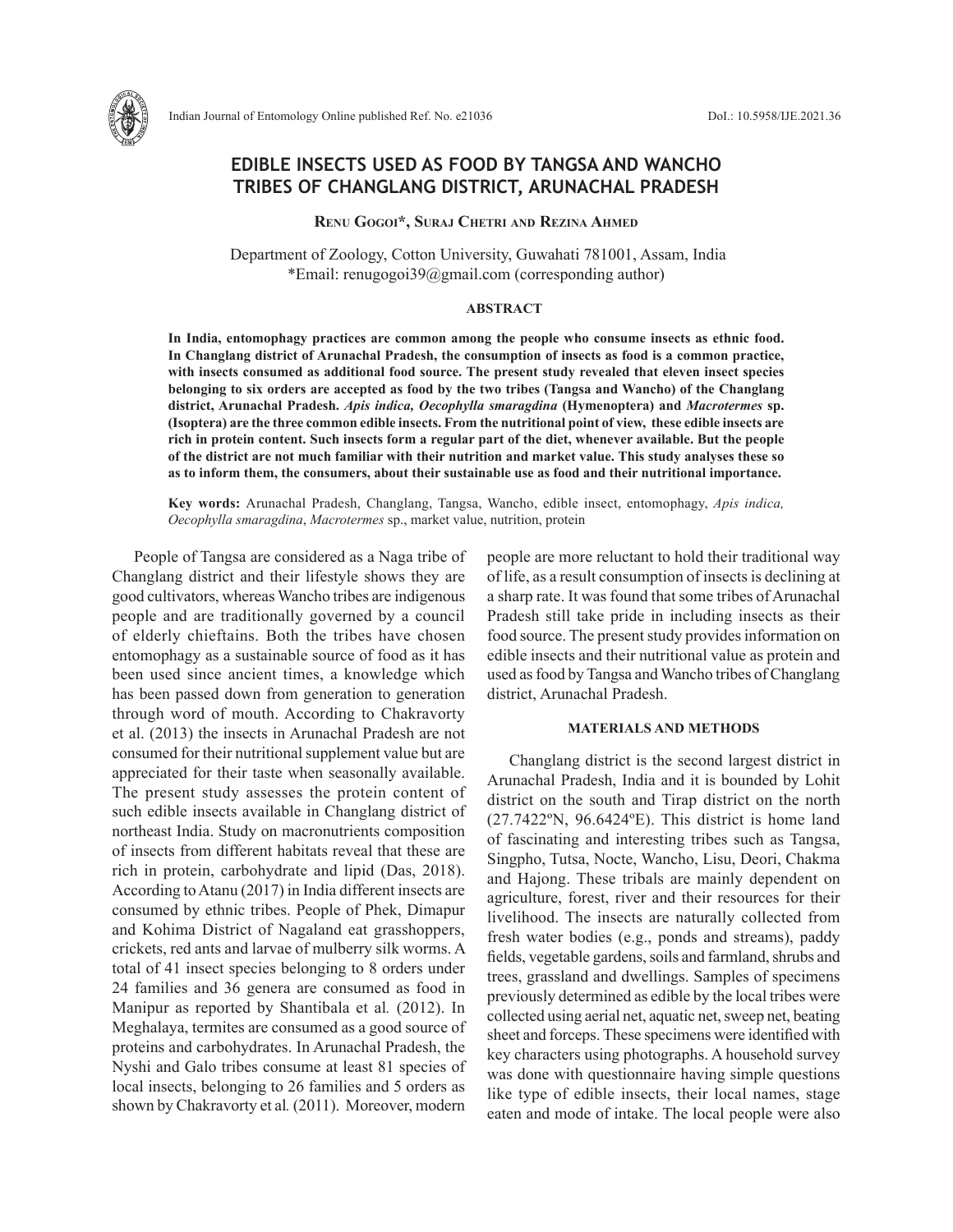# EDIBLE INSECTS USED AS FOOD BY TANGSA AND WANCHO TRIBES OF CHANGLANG DISTRICT, ARUNACHAL PRADESH

**Renu Gogoi\*, Suraj Chetri and Rezina Ahmed**

Department of Zoology, Cotton University, Guwahati 781001, Assam, India
\*Email: renugogoi39@gmail.com (corresponding author)

## ABSTRACT

**In India, entomophagy practices are common among the people who consume insects as ethnic food. In Changlang district of Arunachal Pradesh, the consumption of insects as food is a common practice, with insects consumed as additional food source. The present study revealed that eleven insect species belonging to six orders are accepted as food by the two tribes (Tangsa and Wancho) of the Changlang district, Arunachal Pradesh. *Apis indica, Oecophylla smaragdina* (Hymenoptera) and *Macrotermes* sp. (Isoptera) are the three common edible insects. From the nutritional point of view, these edible insects are rich in protein content. Such insects form a regular part of the diet, whenever available. But the people of the district are not much familiar with their nutrition and market value. This study analyses these so as to inform them, the consumers, about their sustainable use as food and their nutritional importance.**

**Key words:** Arunachal Pradesh, Changlang, Tangsa, Wancho, edible insect, entomophagy, *Apis indica, Oecophylla smaragdina*, *Macrotermes* sp., market value, nutrition, protein

People of Tangsa are considered as a Naga tribe of Changlang district and their lifestyle shows they are good cultivators, whereas Wancho tribes are indigenous people and are traditionally governed by a council of elderly chieftains. Both the tribes have chosen entomophagy as a sustainable source of food as it has been used since ancient times, a knowledge which has been passed down from generation to generation through word of mouth. According to Chakravorty et al. (2013) the insects in Arunachal Pradesh are not consumed for their nutritional supplement value but are appreciated for their taste when seasonally available. The present study assesses the protein content of such edible insects available in Changlang district of northeast India. Study on macronutrients composition of insects from different habitats reveal that these are rich in protein, carbohydrate and lipid (Das, 2018). According to Atanu (2017) in India different insects are consumed by ethnic tribes. People of Phek, Dimapur and Kohima District of Nagaland eat grasshoppers, crickets, red ants and larvae of mulberry silk worms. A total of 41 insect species belonging to 8 orders under 24 families and 36 genera are consumed as food in Manipur as reported by Shantibala et al*.* (2012). In Meghalaya, termites are consumed as a good source of proteins and carbohydrates. In Arunachal Pradesh, the Nyshi and Galo tribes consume at least 81 species of local insects, belonging to 26 families and 5 orders as shown by Chakravorty et al*.* (2011). Moreover, modern people are more reluctant to hold their traditional way of life, as a result consumption of insects is declining at a sharp rate. It was found that some tribes of Arunachal Pradesh still take pride in including insects as their food source. The present study provides information on edible insects and their nutritional value as protein and used as food by Tangsa and Wancho tribes of Changlang district, Arunachal Pradesh.

## MATERIALS AND METHODS

Changlang district is the second largest district in Arunachal Pradesh, India and it is bounded by Lohit district on the south and Tirap district on the north (27.7422ºN, 96.6424ºE). This district is home land of fascinating and interesting tribes such as Tangsa, Singpho, Tutsa, Nocte, Wancho, Lisu, Deori, Chakma and Hajong. These tribals are mainly dependent on agriculture, forest, river and their resources for their livelihood. The insects are naturally collected from fresh water bodies (e.g., ponds and streams), paddy fields, vegetable gardens, soils and farmland, shrubs and trees, grassland and dwellings. Samples of specimens previously determined as edible by the local tribes were collected using aerial net, aquatic net, sweep net, beating sheet and forceps. These specimens were identified with key characters using photographs. A household survey was done with questionnaire having simple questions like type of edible insects, their local names, stage eaten and mode of intake. The local people were also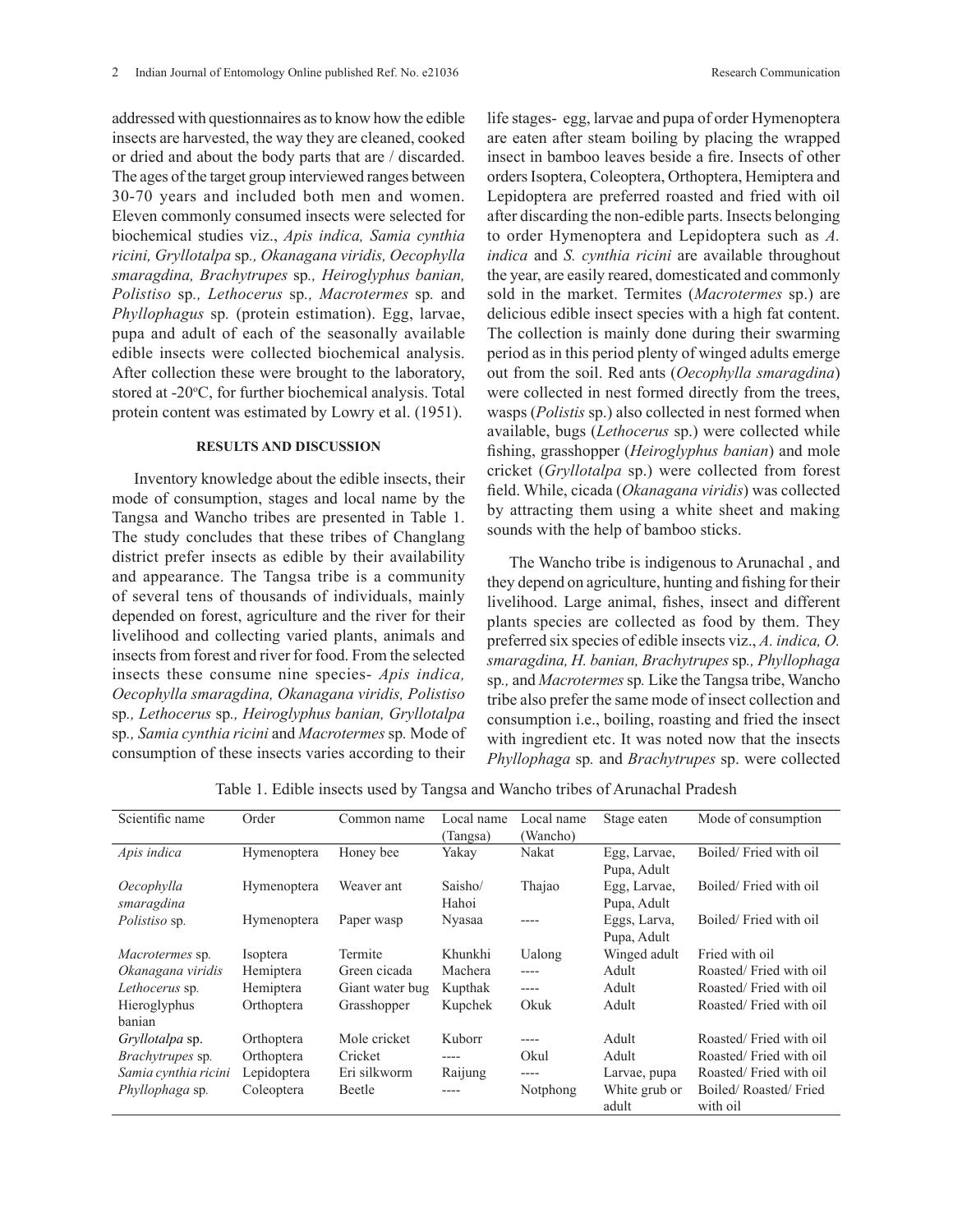addressed with questionnaires as to know how the edible insects are harvested, the way they are cleaned, cooked or dried and about the body parts that are / discarded. The ages of the target group interviewed ranges between 30-70 years and included both men and women. Eleven commonly consumed insects were selected for biochemical studies viz., *Apis indica, Samia cynthia ricini, Gryllotalpa* sp.*, Okanagana viridis, Oecophylla smaragdina, Brachytrupes* sp.*, Heiroglyphus banian, Polistiso* sp.*, Lethocerus* sp.*, Macrotermes* sp. and *Phyllophagus* sp. (protein estimation). Egg, larvae, pupa and adult of each of the seasonally available edible insects were collected biochemical analysis. After collection these were brought to the laboratory, stored at -20°C, for further biochemical analysis. Total protein content was estimated by Lowry et al. (1951).

## RESULTS AND DISCUSSION

Inventory knowledge about the edible insects, their mode of consumption, stages and local name by the Tangsa and Wancho tribes are presented in Table 1. The study concludes that these tribes of Changlang district prefer insects as edible by their availability and appearance. The Tangsa tribe is a community of several tens of thousands of individuals, mainly depended on forest, agriculture and the river for their livelihood and collecting varied plants, animals and insects from forest and river for food. From the selected insects these consume nine species- *Apis indica, Oecophylla smaragdina, Okanagana viridis, Polistiso* sp.*, Lethocerus* sp.*, Heiroglyphus banian, Gryllotalpa* sp.*, Samia cynthia ricini* and *Macrotermes* sp. Mode of consumption of these insects varies according to their life stages- egg, larvae and pupa of order Hymenoptera are eaten after steam boiling by placing the wrapped insect in bamboo leaves beside a fire. Insects of other orders Isoptera, Coleoptera, Orthoptera, Hemiptera and Lepidoptera are preferred roasted and fried with oil after discarding the non-edible parts. Insects belonging to order Hymenoptera and Lepidoptera such as *A. indica* and *S. cynthia ricini* are available throughout the year, are easily reared, domesticated and commonly sold in the market. Termites (*Macrotermes* sp.) are delicious edible insect species with a high fat content. The collection is mainly done during their swarming period as in this period plenty of winged adults emerge out from the soil. Red ants (*Oecophylla smaragdina*) were collected in nest formed directly from the trees, wasps (*Polistis* sp.) also collected in nest formed when available, bugs (*Lethocerus* sp.) were collected while fishing, grasshopper (*Heiroglyphus banian*) and mole cricket (*Gryllotalpa* sp.) were collected from forest field. While, cicada (*Okanagana viridis*) was collected by attracting them using a white sheet and making sounds with the help of bamboo sticks.

The Wancho tribe is indigenous to Arunachal , and they depend on agriculture, hunting and fishing for their livelihood. Large animal, fishes, insect and different plants species are collected as food by them. They preferred six species of edible insects viz., *A. indica, O. smaragdina, H. banian, Brachytrupes* sp.*, Phyllophaga* sp.*,* and *Macrotermes* sp. Like the Tangsa tribe, Wancho tribe also prefer the same mode of insect collection and consumption i.e., boiling, roasting and fried the insect with ingredient etc. It was noted now that the insects *Phyllophaga* sp. and *Brachytrupes* sp. were collected

Table 1. Edible insects used by Tangsa and Wancho tribes of Arunachal Pradesh

| Scientific name | Order | Common name | Local name (Tangsa) | Local name (Wancho) | Stage eaten | Mode of consumption |
|---|---|---|---|---|---|---|
| *Apis indica* | Hymenoptera | Honey bee | Yakay | Nakat | Egg, Larvae, Pupa, Adult | Boiled/ Fried with oil |
| *Oecophylla smaragdina* | Hymenoptera | Weaver ant | Saisho/ Hahoi | Thajao | Egg, Larvae, Pupa, Adult | Boiled/ Fried with oil |
| *Polistiso* sp. | Hymenoptera | Paper wasp | Nyasaa | ---- | Eggs, Larva, Pupa, Adult | Boiled/ Fried with oil |
| *Macrotermes* sp. | Isoptera | Termite | Khunkhi | Ualong | Winged adult | Fried with oil |
| *Okanagana viridis* | Hemiptera | Green cicada | Machera | ---- | Adult | Roasted/ Fried with oil |
| *Lethocerus* sp. | Hemiptera | Giant water bug | Kupthak | ---- | Adult | Roasted/ Fried with oil |
| Hieroglyphus banian | Orthoptera | Grasshopper | Kupchek | Okuk | Adult | Roasted/ Fried with oil |
| *Gryllotalpa* sp. | Orthoptera | Mole cricket | Kuborr | ---- | Adult | Roasted/ Fried with oil |
| *Brachytrupes* sp. | Orthoptera | Cricket | ---- | Okul | Adult | Roasted/ Fried with oil |
| *Samia cynthia ricini* | Lepidoptera | Eri silkworm | Raijung | ---- | Larvae, pupa | Roasted/ Fried with oil |
| *Phyllophaga* sp. | Coleoptera | Beetle | ---- | Notphong | White grub or adult | Boiled/ Roasted/ Fried with oil |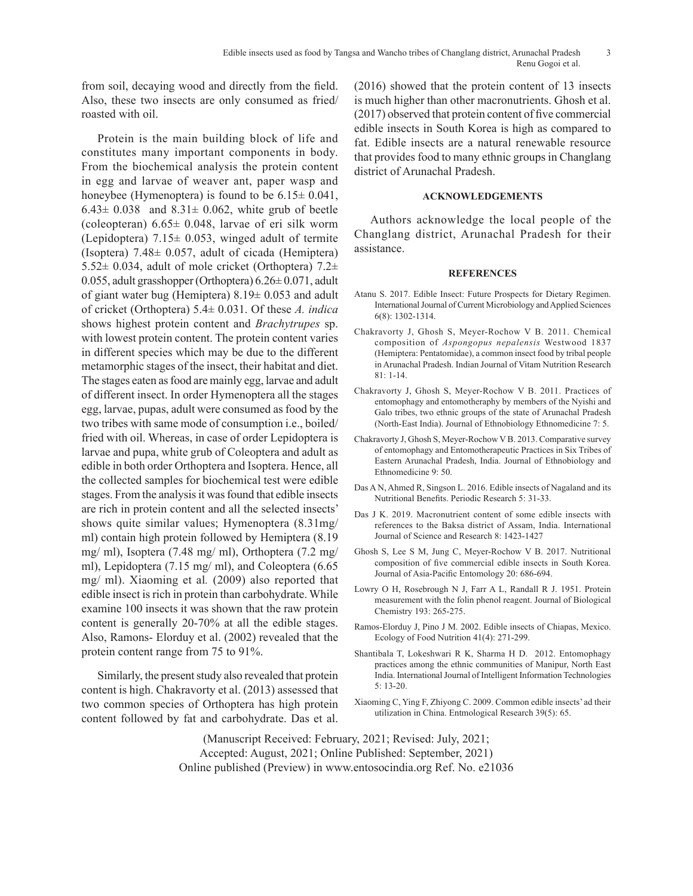from soil, decaying wood and directly from the field. Also, these two insects are only consumed as fried/ roasted with oil.

Protein is the main building block of life and constitutes many important components in body. From the biochemical analysis the protein content in egg and larvae of weaver ant, paper wasp and honeybee (Hymenoptera) is found to be 6.15± 0.041, 6.43± 0.038 and 8.31± 0.062, white grub of beetle (coleopteran) 6.65± 0.048, larvae of eri silk worm (Lepidoptera) 7.15± 0.053, winged adult of termite (Isoptera) 7.48± 0.057, adult of cicada (Hemiptera) 5.52± 0.034, adult of mole cricket (Orthoptera) 7.2± 0.055, adult grasshopper (Orthoptera) 6.26± 0.071, adult of giant water bug (Hemiptera) 8.19± 0.053 and adult of cricket (Orthoptera) 5.4± 0.031. Of these *A. indica* shows highest protein content and *Brachytrupes* sp. with lowest protein content. The protein content varies in different species which may be due to the different metamorphic stages of the insect, their habitat and diet. The stages eaten as food are mainly egg, larvae and adult of different insect. In order Hymenoptera all the stages egg, larvae, pupas, adult were consumed as food by the two tribes with same mode of consumption i.e., boiled/ fried with oil. Whereas, in case of order Lepidoptera is larvae and pupa, white grub of Coleoptera and adult as edible in both order Orthoptera and Isoptera. Hence, all the collected samples for biochemical test were edible stages. From the analysis it was found that edible insects are rich in protein content and all the selected insects' shows quite similar values; Hymenoptera (8.31mg/ ml) contain high protein followed by Hemiptera (8.19 mg/ ml), Isoptera (7.48 mg/ ml), Orthoptera (7.2 mg/ ml), Lepidoptera (7.15 mg/ ml), and Coleoptera (6.65 mg/ ml). Xiaoming et al. (2009) also reported that edible insect is rich in protein than carbohydrate. While examine 100 insects it was shown that the raw protein content is generally 20-70% at all the edible stages. Also, Ramons- Elorduy et al. (2002) revealed that the protein content range from 75 to 91%.

Similarly, the present study also revealed that protein content is high. Chakravorty et al. (2013) assessed that two common species of Orthoptera has high protein content followed by fat and carbohydrate. Das et al. (2016) showed that the protein content of 13 insects is much higher than other macronutrients. Ghosh et al. (2017) observed that protein content of five commercial edible insects in South Korea is high as compared to fat. Edible insects are a natural renewable resource that provides food to many ethnic groups in Changlang district of Arunachal Pradesh.

## ACKNOWLEDGEMENTS

Authors acknowledge the local people of the Changlang district, Arunachal Pradesh for their assistance.

## REFERENCES

Atanu S. 2017. Edible Insect: Future Prospects for Dietary Regimen. International Journal of Current Microbiology and Applied Sciences 6(8): 1302-1314.

Chakravorty J, Ghosh S, Meyer-Rochow V B. 2011. Chemical composition of *Aspongopus nepalensis* Westwood 1837 (Hemiptera: Pentatomidae), a common insect food by tribal people in Arunachal Pradesh. Indian Journal of Vitam Nutrition Research 81: 1-14.

Chakravorty J, Ghosh S, Meyer-Rochow V B. 2011. Practices of entomophagy and entomotheraphy by members of the Nyishi and Galo tribes, two ethnic groups of the state of Arunachal Pradesh (North-East India). Journal of Ethnobiology Ethnomedicine 7: 5.

Chakravorty J, Ghosh S, Meyer-Rochow V B. 2013. Comparative survey of entomophagy and Entomotherapeutic Practices in Six Tribes of Eastern Arunachal Pradesh, India. Journal of Ethnobiology and Ethnomedicine 9: 50.

Das A N, Ahmed R, Singson L. 2016. Edible insects of Nagaland and its Nutritional Benefits. Periodic Research 5: 31-33.

Das J K. 2019. Macronutrient content of some edible insects with references to the Baksa district of Assam, India. International Journal of Science and Research 8: 1423-1427

Ghosh S, Lee S M, Jung C, Meyer-Rochow V B. 2017. Nutritional composition of five commercial edible insects in South Korea. Journal of Asia-Pacific Entomology 20: 686-694.

Lowry O H, Rosebrough N J, Farr A L, Randall R J. 1951. Protein measurement with the folin phenol reagent. Journal of Biological Chemistry 193: 265-275.

Ramos-Elorduy J, Pino J M. 2002. Edible insects of Chiapas, Mexico. Ecology of Food Nutrition 41(4): 271-299.

Shantibala T, Lokeshwari R K, Sharma H D. 2012. Entomophagy practices among the ethnic communities of Manipur, North East India. International Journal of Intelligent Information Technologies 5: 13-20.

Xiaoming C, Ying F, Zhiyong C. 2009. Common edible insects' ad their utilization in China. Entmological Research 39(5): 65.

(Manuscript Received: February, 2021; Revised: July, 2021;
Accepted: August, 2021; Online Published: September, 2021)
Online published (Preview) in www.entosocindia.org Ref. No. e21036